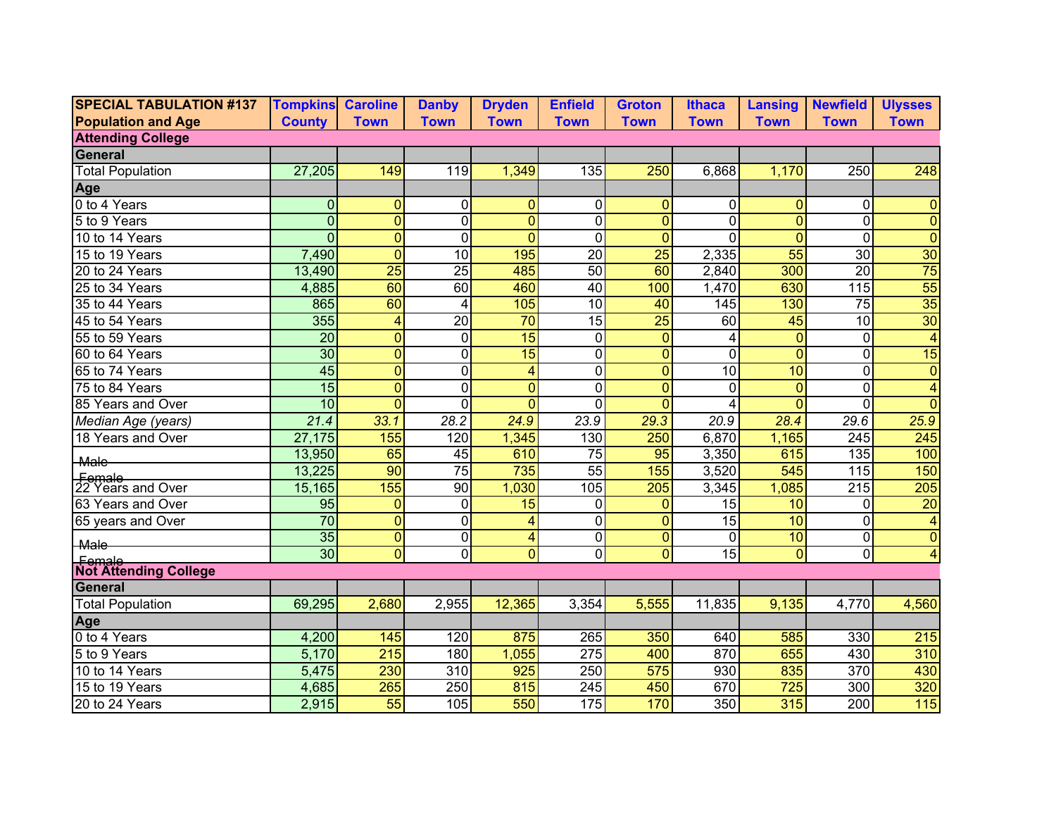| SPECIAL TABULATION #137 Population and Age | Tompkins County | Caroline Town | Danby Town | Dryden Town | Enfield Town | Groton Town | Ithaca Town | Lansing Town | Newfield Town | Ulysses Town |
|---|---|---|---|---|---|---|---|---|---|---|
| **Attending College** | | | | | | | | | | |
| **General** | | | | | | | | | | |
| Total Population | 27,205 | 149 | 119 | 1,349 | 135 | 250 | 6,868 | 1,170 | 250 | 248 |
| **Age** | | | | | | | | | | |
| 0 to 4 Years | 0 | 0 | 0 | 0 | 0 | 0 | 0 | 0 | 0 | 0 |
| 5 to 9 Years | 0 | 0 | 0 | 0 | 0 | 0 | 0 | 0 | 0 | 0 |
| 10 to 14 Years | 0 | 0 | 0 | 0 | 0 | 0 | 0 | 0 | 0 | 0 |
| 15 to 19 Years | 7,490 | 0 | 10 | 195 | 20 | 25 | 2,335 | 55 | 30 | 30 |
| 20 to 24 Years | 13,490 | 25 | 25 | 485 | 50 | 60 | 2,840 | 300 | 20 | 75 |
| 25 to 34 Years | 4,885 | 60 | 60 | 460 | 40 | 100 | 1,470 | 630 | 115 | 55 |
| 35 to 44 Years | 865 | 60 | 4 | 105 | 10 | 40 | 145 | 130 | 75 | 35 |
| 45 to 54 Years | 355 | 4 | 20 | 70 | 15 | 25 | 60 | 45 | 10 | 30 |
| 55 to 59 Years | 20 | 0 | 0 | 15 | 0 | 0 | 4 | 0 | 0 | 4 |
| 60 to 64 Years | 30 | 0 | 0 | 15 | 0 | 0 | 0 | 0 | 0 | 15 |
| 65 to 74 Years | 45 | 0 | 0 | 4 | 0 | 0 | 10 | 10 | 0 | 0 |
| 75 to 84 Years | 15 | 0 | 0 | 0 | 0 | 0 | 0 | 0 | 0 | 4 |
| 85 Years and Over | 10 | 0 | 0 | 0 | 0 | 0 | 4 | 0 | 0 | 0 |
| *Median Age (years)* | *21.4* | *33.1* | *28.2* | *24.9* | *23.9* | *29.3* | *20.9* | *28.4* | *29.6* | *25.9* |
| 18 Years and Over | 27,175 | 155 | 120 | 1,345 | 130 | 250 | 6,870 | 1,165 | 245 | 245 |
| Male | 13,950 | 65 | 45 | 610 | 75 | 95 | 3,350 | 615 | 135 | 100 |
| Female | 13,225 | 90 | 75 | 735 | 55 | 155 | 3,520 | 545 | 115 | 150 |
| 22 Years and Over | 15,165 | 155 | 90 | 1,030 | 105 | 205 | 3,345 | 1,085 | 215 | 205 |
| 63 Years and Over | 95 | 0 | 0 | 15 | 0 | 0 | 15 | 10 | 0 | 20 |
| 65 years and Over | 70 | 0 | 0 | 4 | 0 | 0 | 15 | 10 | 0 | 4 |
| Male | 35 | 0 | 0 | 4 | 0 | 0 | 0 | 10 | 0 | 0 |
| Female | 30 | 0 | 0 | 0 | 0 | 0 | 15 | 0 | 0 | 4 |
| **Not Attending College** | | | | | | | | | | |
| **General** | | | | | | | | | | |
| Total Population | 69,295 | 2,680 | 2,955 | 12,365 | 3,354 | 5,555 | 11,835 | 9,135 | 4,770 | 4,560 |
| **Age** | | | | | | | | | | |
| 0 to 4 Years | 4,200 | 145 | 120 | 875 | 265 | 350 | 640 | 585 | 330 | 215 |
| 5 to 9 Years | 5,170 | 215 | 180 | 1,055 | 275 | 400 | 870 | 655 | 430 | 310 |
| 10 to 14 Years | 5,475 | 230 | 310 | 925 | 250 | 575 | 930 | 835 | 370 | 430 |
| 15 to 19 Years | 4,685 | 265 | 250 | 815 | 245 | 450 | 670 | 725 | 300 | 320 |
| 20 to 24 Years | 2,915 | 55 | 105 | 550 | 175 | 170 | 350 | 315 | 200 | 115 |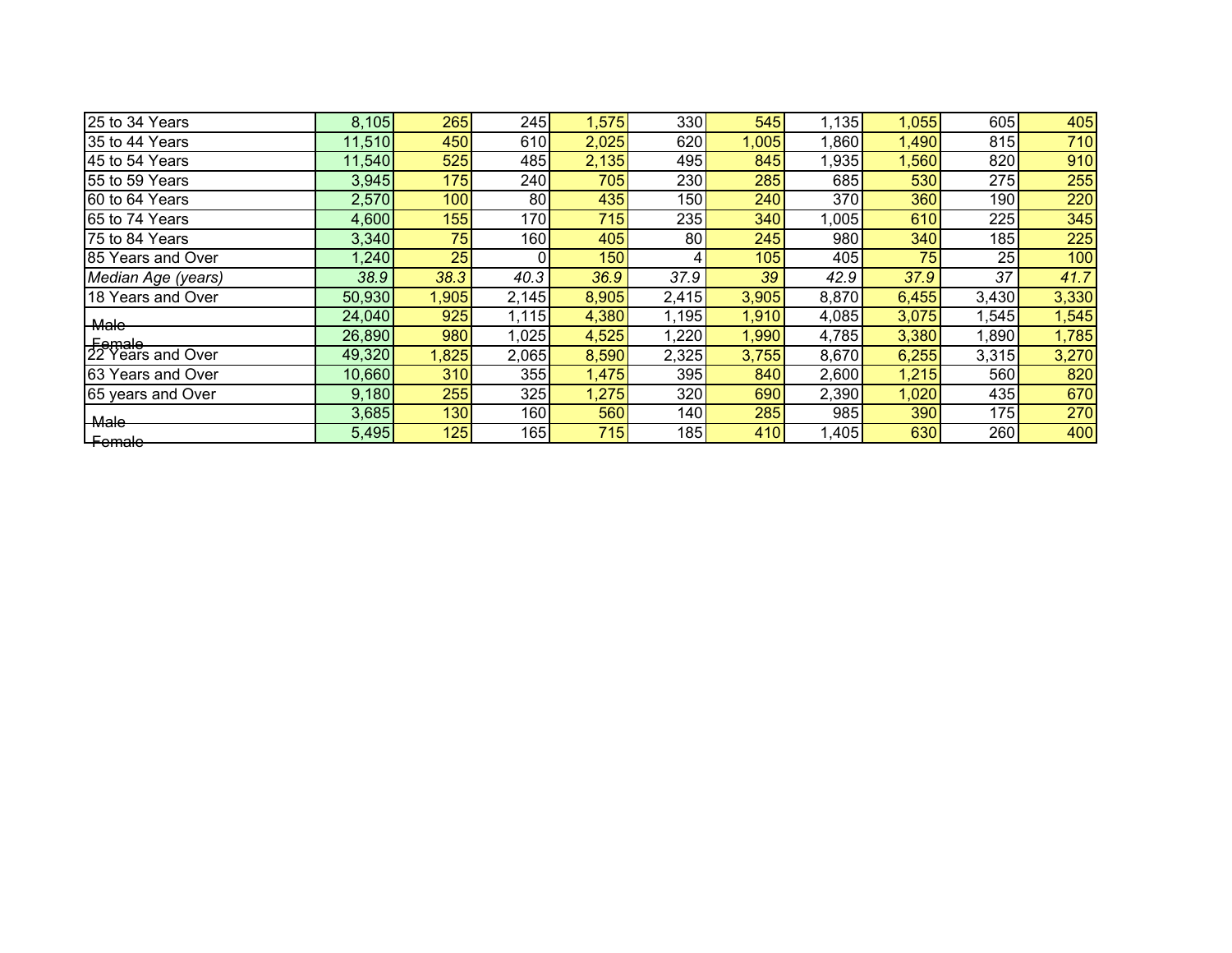| | | | | | | | | | | |
|---|---|---|---|---|---|---|---|---|---|---|
| 25 to 34 Years | 8,105 | 265 | 245 | 1,575 | 330 | 545 | 1,135 | 1,055 | 605 | 405 |
| 35 to 44 Years | 11,510 | 450 | 610 | 2,025 | 620 | 1,005 | 1,860 | 1,490 | 815 | 710 |
| 45 to 54 Years | 11,540 | 525 | 485 | 2,135 | 495 | 845 | 1,935 | 1,560 | 820 | 910 |
| 55 to 59 Years | 3,945 | 175 | 240 | 705 | 230 | 285 | 685 | 530 | 275 | 255 |
| 60 to 64 Years | 2,570 | 100 | 80 | 435 | 150 | 240 | 370 | 360 | 190 | 220 |
| 65 to 74 Years | 4,600 | 155 | 170 | 715 | 235 | 340 | 1,005 | 610 | 225 | 345 |
| 75 to 84 Years | 3,340 | 75 | 160 | 405 | 80 | 245 | 980 | 340 | 185 | 225 |
| 85 Years and Over | 1,240 | 25 | 0 | 150 | 4 | 105 | 405 | 75 | 25 | 100 |
| *Median Age (years)* | *38.9* | *38.3* | *40.3* | *36.9* | *37.9* | *39* | *42.9* | *37.9* | *37* | *41.7* |
| 18 Years and Over | 50,930 | 1,905 | 2,145 | 8,905 | 2,415 | 3,905 | 8,870 | 6,455 | 3,430 | 3,330 |
| Male | 24,040 | 925 | 1,115 | 4,380 | 1,195 | 1,910 | 4,085 | 3,075 | 1,545 | 1,545 |
| Female | 26,890 | 980 | 1,025 | 4,525 | 1,220 | 1,990 | 4,785 | 3,380 | 1,890 | 1,785 |
| 22 Years and Over | 49,320 | 1,825 | 2,065 | 8,590 | 2,325 | 3,755 | 8,670 | 6,255 | 3,315 | 3,270 |
| 63 Years and Over | 10,660 | 310 | 355 | 1,475 | 395 | 840 | 2,600 | 1,215 | 560 | 820 |
| 65 years and Over | 9,180 | 255 | 325 | 1,275 | 320 | 690 | 2,390 | 1,020 | 435 | 670 |
| Male | 3,685 | 130 | 160 | 560 | 140 | 285 | 985 | 390 | 175 | 270 |
| Female | 5,495 | 125 | 165 | 715 | 185 | 410 | 1,405 | 630 | 260 | 400 |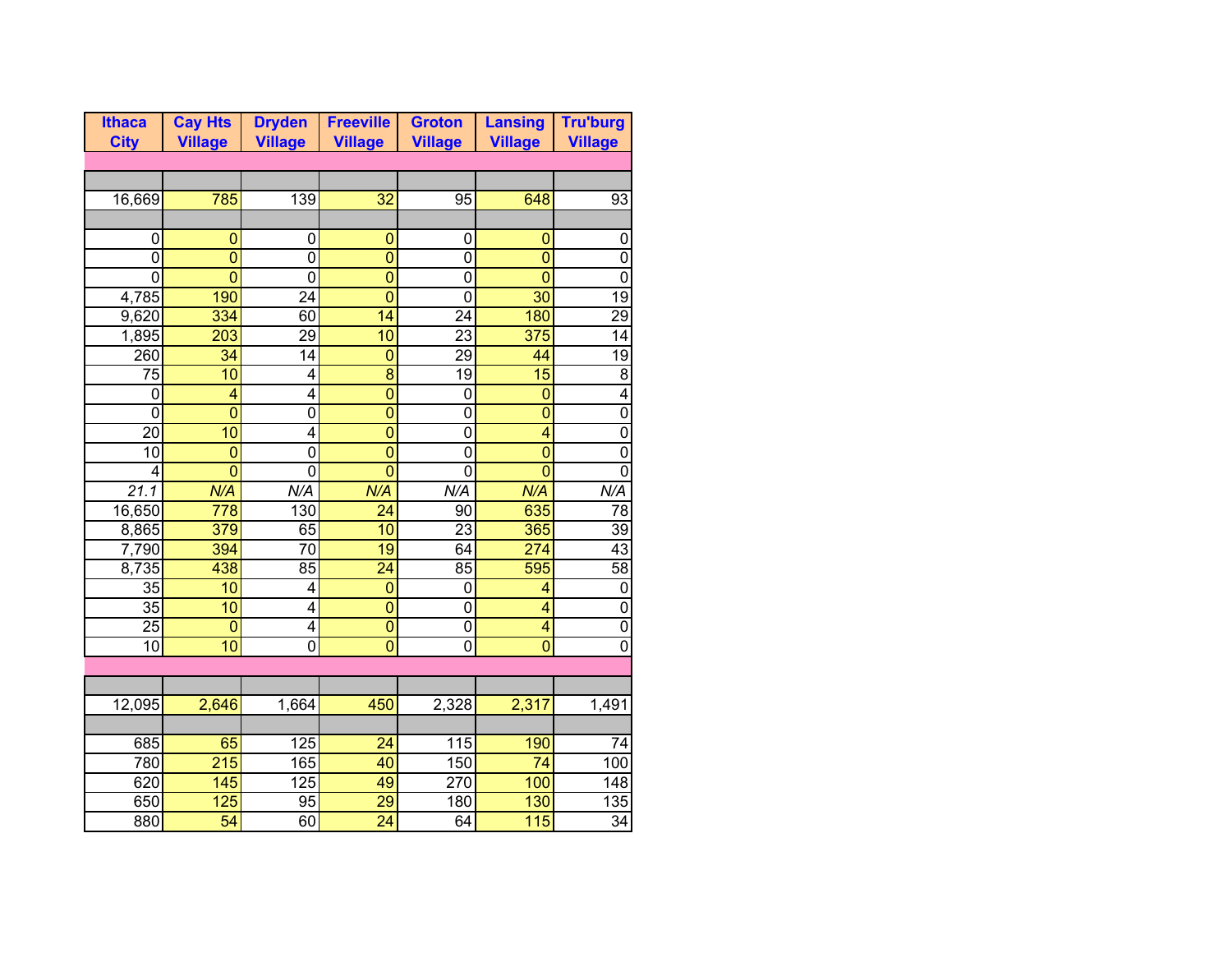| Ithaca City | Cay Hts Village | Dryden Village | Freeville Village | Groton Village | Lansing Village | Tru'burg Village |
|---|---|---|---|---|---|---|
| | | | | | | |
| | | | | | | |
| 16,669 | 785 | 139 | 32 | 95 | 648 | 93 |
| | | | | | | |
| 0 | 0 | 0 | 0 | 0 | 0 | 0 |
| 0 | 0 | 0 | 0 | 0 | 0 | 0 |
| 0 | 0 | 0 | 0 | 0 | 0 | 0 |
| 4,785 | 190 | 24 | 0 | 0 | 30 | 19 |
| 9,620 | 334 | 60 | 14 | 24 | 180 | 29 |
| 1,895 | 203 | 29 | 10 | 23 | 375 | 14 |
| 260 | 34 | 14 | 0 | 29 | 44 | 19 |
| 75 | 10 | 4 | 8 | 19 | 15 | 8 |
| 0 | 4 | 4 | 0 | 0 | 0 | 4 |
| 0 | 0 | 0 | 0 | 0 | 0 | 0 |
| 20 | 10 | 4 | 0 | 0 | 4 | 0 |
| 10 | 0 | 0 | 0 | 0 | 0 | 0 |
| 4 | 0 | 0 | 0 | 0 | 0 | 0 |
| *21.1* | *N/A* | *N/A* | *N/A* | *N/A* | *N/A* | *N/A* |
| 16,650 | 778 | 130 | 24 | 90 | 635 | 78 |
| 8,865 | 379 | 65 | 10 | 23 | 365 | 39 |
| 7,790 | 394 | 70 | 19 | 64 | 274 | 43 |
| 8,735 | 438 | 85 | 24 | 85 | 595 | 58 |
| 35 | 10 | 4 | 0 | 0 | 4 | 0 |
| 35 | 10 | 4 | 0 | 0 | 4 | 0 |
| 25 | 0 | 4 | 0 | 0 | 4 | 0 |
| 10 | 10 | 0 | 0 | 0 | 0 | 0 |
| | | | | | | |
| | | | | | | |
| 12,095 | 2,646 | 1,664 | 450 | 2,328 | 2,317 | 1,491 |
| | | | | | | |
| 685 | 65 | 125 | 24 | 115 | 190 | 74 |
| 780 | 215 | 165 | 40 | 150 | 74 | 100 |
| 620 | 145 | 125 | 49 | 270 | 100 | 148 |
| 650 | 125 | 95 | 29 | 180 | 130 | 135 |
| 880 | 54 | 60 | 24 | 64 | 115 | 34 |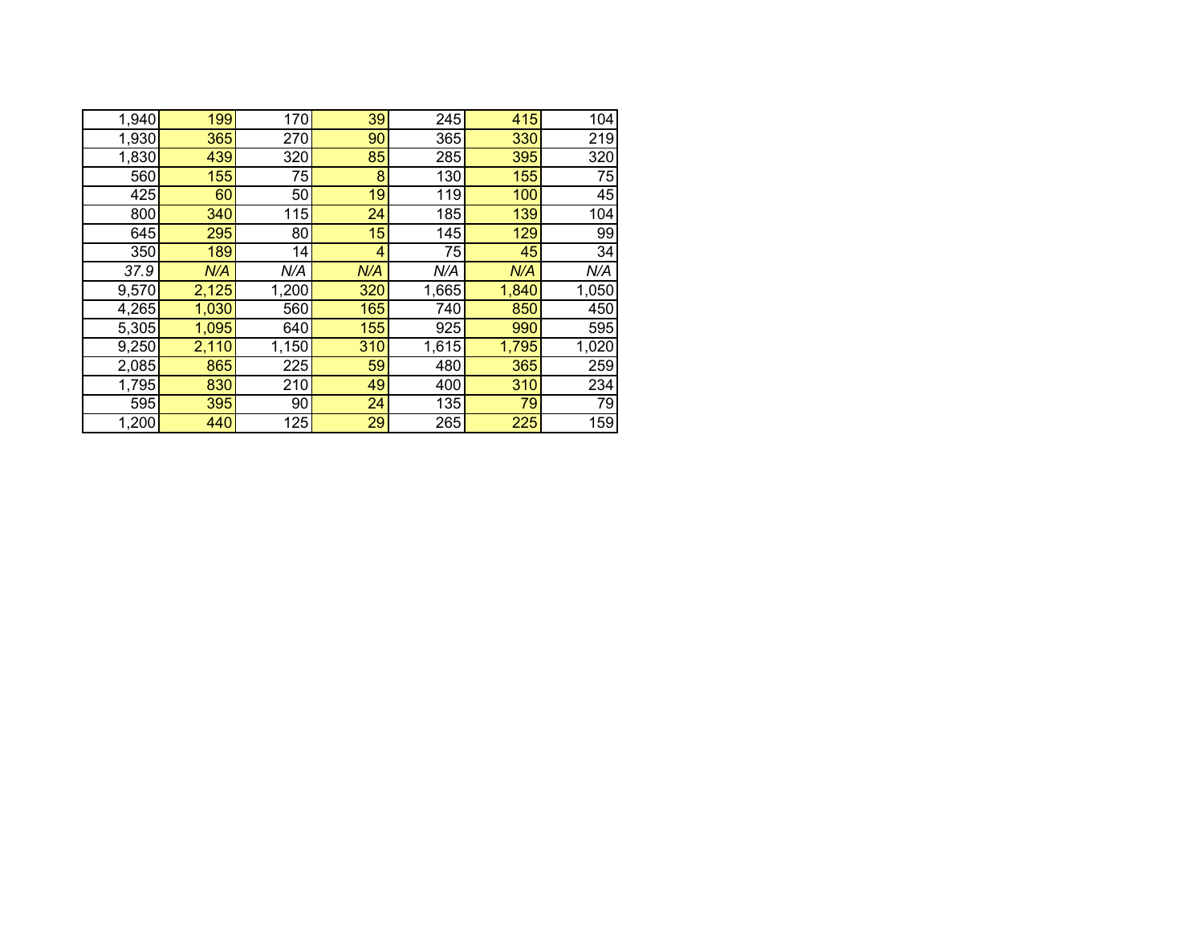| | | | | | | |
|---|---|---|---|---|---|---|
| 1,940 | 199 | 170 | 39 | 245 | 415 | 104 |
| 1,930 | 365 | 270 | 90 | 365 | 330 | 219 |
| 1,830 | 439 | 320 | 85 | 285 | 395 | 320 |
| 560 | 155 | 75 | 8 | 130 | 155 | 75 |
| 425 | 60 | 50 | 19 | 119 | 100 | 45 |
| 800 | 340 | 115 | 24 | 185 | 139 | 104 |
| 645 | 295 | 80 | 15 | 145 | 129 | 99 |
| 350 | 189 | 14 | 4 | 75 | 45 | 34 |
| *37.9* | *N/A* | *N/A* | *N/A* | *N/A* | *N/A* | *N/A* |
| 9,570 | 2,125 | 1,200 | 320 | 1,665 | 1,840 | 1,050 |
| 4,265 | 1,030 | 560 | 165 | 740 | 850 | 450 |
| 5,305 | 1,095 | 640 | 155 | 925 | 990 | 595 |
| 9,250 | 2,110 | 1,150 | 310 | 1,615 | 1,795 | 1,020 |
| 2,085 | 865 | 225 | 59 | 480 | 365 | 259 |
| 1,795 | 830 | 210 | 49 | 400 | 310 | 234 |
| 595 | 395 | 90 | 24 | 135 | 79 | 79 |
| 1,200 | 440 | 125 | 29 | 265 | 225 | 159 |